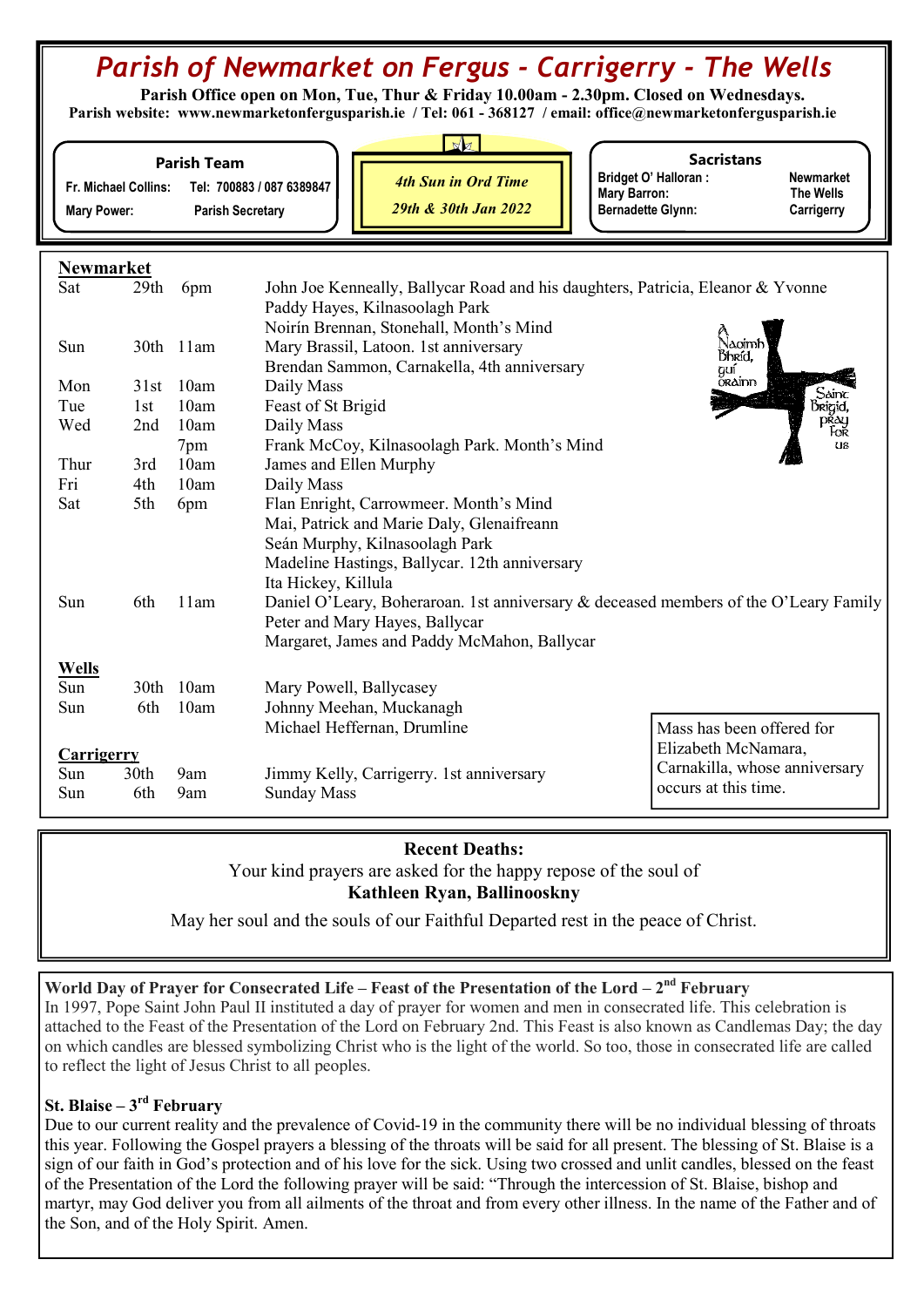# *Parish of Newmarket on Fergus - Carrigerry - The Wells*

**Parish Office open on Mon, Tue, Thur & Friday 10.00am - 2.30pm. Closed on Wednesdays.**
**Parish website: www.newmarketonfergusparish.ie / Tel: 061 - 368127 / email: office@newmarketonfergusparish.ie**

**Parish Team**
Fr. Michael Collins: Tel: 700883 / 087 6389847
Mary Power: Parish Secretary

*4th Sun in Ord Time*
*29th & 30th Jan 2022*

**Sacristans**
Bridget O' Halloran : Newmarket
Mary Barron: The Wells
Bernadette Glynn: Carrigerry

## Newmarket

| | | | |
|---|---|---|---|
| Sat | 29th | 6pm | John Joe Kenneally, Ballycar Road and his daughters, Patricia, Eleanor & Yvonne |
| | | | Paddy Hayes, Kilnasoolagh Park |
| | | | Noirín Brennan, Stonehall, Month's Mind |
| Sun | 30th | 11am | Mary Brassil, Latoon. 1st anniversary |
| | | | Brendan Sammon, Carnakella, 4th anniversary |
| Mon | 31st | 10am | Daily Mass |
| Tue | 1st | 10am | Feast of St Brigid |
| Wed | 2nd | 10am | Daily Mass |
| | | 7pm | Frank McCoy, Kilnasoolagh Park. Month's Mind |
| Thur | 3rd | 10am | James and Ellen Murphy |
| Fri | 4th | 10am | Daily Mass |
| Sat | 5th | 6pm | Flan Enright, Carrowmeer. Month's Mind |
| | | | Mai, Patrick and Marie Daly, Glenaifreann |
| | | | Seán Murphy, Kilnasoolagh Park |
| | | | Madeline Hastings, Ballycar. 12th anniversary |
| | | | Ita Hickey, Killula |
| Sun | 6th | 11am | Daniel O'Leary, Boheraroan. 1st anniversary & deceased members of the O'Leary Family |
| | | | Peter and Mary Hayes, Ballycar |
| | | | Margaret, James and Paddy McMahon, Ballycar |

A Naoimh Bhríd, guí orainn
Saint Brigid, pray for us

## Wells

| | | | |
|---|---|---|---|
| Sun | 30th | 10am | Mary Powell, Ballycasey |
| Sun | 6th | 10am | Johnny Meehan, Muckanagh |
| | | | Michael Heffernan, Drumline |

## Carrigerry

| | | | |
|---|---|---|---|
| Sun | 30th | 9am | Jimmy Kelly, Carrigerry. 1st anniversary |
| Sun | 6th | 9am | Sunday Mass |

Mass has been offered for Elizabeth McNamara, Carnakilla, whose anniversary occurs at this time.

**Recent Deaths:**

Your kind prayers are asked for the happy repose of the soul of
**Kathleen Ryan, Ballinooskny**

May her soul and the souls of our Faithful Departed rest in the peace of Christ.

**World Day of Prayer for Consecrated Life – Feast of the Presentation of the Lord – 2nd February**

In 1997, Pope Saint John Paul II instituted a day of prayer for women and men in consecrated life. This celebration is attached to the Feast of the Presentation of the Lord on February 2nd. This Feast is also known as Candlemas Day; the day on which candles are blessed symbolizing Christ who is the light of the world. So too, those in consecrated life are called to reflect the light of Jesus Christ to all peoples.

**St. Blaise – 3rd February**

Due to our current reality and the prevalence of Covid-19 in the community there will be no individual blessing of throats this year. Following the Gospel prayers a blessing of the throats will be said for all present. The blessing of St. Blaise is a sign of our faith in God's protection and of his love for the sick. Using two crossed and unlit candles, blessed on the feast of the Presentation of the Lord the following prayer will be said: "Through the intercession of St. Blaise, bishop and martyr, may God deliver you from all ailments of the throat and from every other illness. In the name of the Father and of the Son, and of the Holy Spirit. Amen.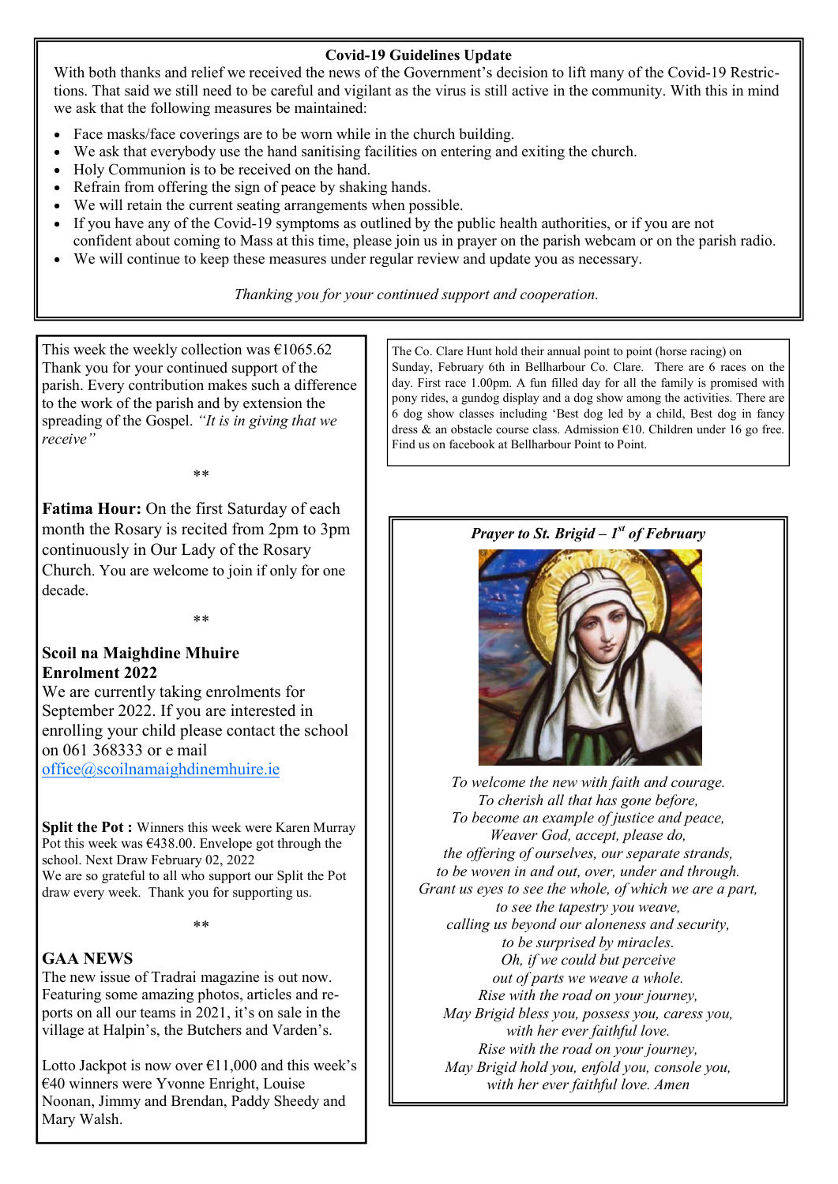## Covid-19 Guidelines Update

With both thanks and relief we received the news of the Government's decision to lift many of the Covid-19 Restrictions. That said we still need to be careful and vigilant as the virus is still active in the community. With this in mind we ask that the following measures be maintained:

- Face masks/face coverings are to be worn while in the church building.
- We ask that everybody use the hand sanitising facilities on entering and exiting the church.
- Holy Communion is to be received on the hand.
- Refrain from offering the sign of peace by shaking hands.
- We will retain the current seating arrangements when possible.
- If you have any of the Covid-19 symptoms as outlined by the public health authorities, or if you are not confident about coming to Mass at this time, please join us in prayer on the parish webcam or on the parish radio.
- We will continue to keep these measures under regular review and update you as necessary.

*Thanking you for your continued support and cooperation.*

This week the weekly collection was €1065.62 Thank you for your continued support of the parish. Every contribution makes such a difference to the work of the parish and by extension the spreading of the Gospel. *"It is in giving that we receive"*

\*\*

**Fatima Hour:** On the first Saturday of each month the Rosary is recited from 2pm to 3pm continuously in Our Lady of the Rosary Church. You are welcome to join if only for one decade.

\*\*

**Scoil na Maighdine Mhuire**
**Enrolment 2022**

We are currently taking enrolments for September 2022. If you are interested in enrolling your child please contact the school on 061 368333 or e mail office@scoilnamaighdinemhuire.ie

**Split the Pot :** Winners this week were Karen Murray Pot this week was €438.00. Envelope got through the school. Next Draw February 02, 2022
We are so grateful to all who support our Split the Pot draw every week. Thank you for supporting us.

\*\*

**GAA NEWS**

The new issue of Tradrai magazine is out now. Featuring some amazing photos, articles and reports on all our teams in 2021, it's on sale in the village at Halpin's, the Butchers and Varden's.

Lotto Jackpot is now over €11,000 and this week's €40 winners were Yvonne Enright, Louise Noonan, Jimmy and Brendan, Paddy Sheedy and Mary Walsh.

The Co. Clare Hunt hold their annual point to point (horse racing) on Sunday, February 6th in Bellharbour Co. Clare. There are 6 races on the day. First race 1.00pm. A fun filled day for all the family is promised with pony rides, a gundog display and a dog show among the activities. There are 6 dog show classes including 'Best dog led by a child, Best dog in fancy dress & an obstacle course class. Admission €10. Children under 16 go free. Find us on facebook at Bellharbour Point to Point.

***Prayer to St. Brigid – 1st of February***

*To welcome the new with faith and courage.*
*To cherish all that has gone before,*
*To become an example of justice and peace,*
*Weaver God, accept, please do,*
*the offering of ourselves, our separate strands,*
*to be woven in and out, over, under and through.*
*Grant us eyes to see the whole, of which we are a part,*
*to see the tapestry you weave,*
*calling us beyond our aloneness and security,*
*to be surprised by miracles.*
*Oh, if we could but perceive*
*out of parts we weave a whole.*
*Rise with the road on your journey,*
*May Brigid bless you, possess you, caress you,*
*with her ever faithful love.*
*Rise with the road on your journey,*
*May Brigid hold you, enfold you, console you,*
*with her ever faithful love. Amen*